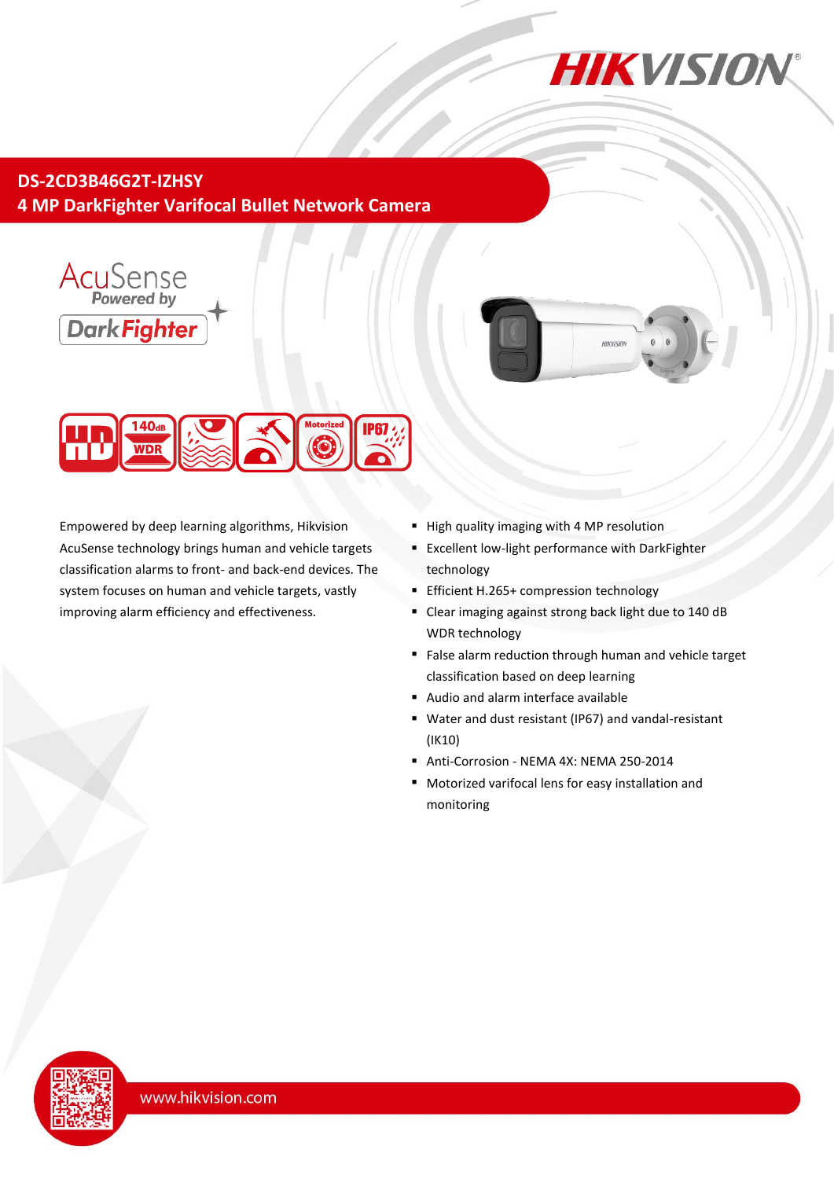# DS-2CD3B46G2T-IZHSY

## 4 MP DarkFighter Varifocal Bullet Network Camera

Empowered by deep learning algorithms, Hikvision AcuSense technology brings human and vehicle targets classification alarms to front- and back-end devices. The system focuses on human and vehicle targets, vastly improving alarm efficiency and effectiveness.

- High quality imaging with 4 MP resolution
- Excellent low-light performance with DarkFighter technology
- Efficient H.265+ compression technology
- Clear imaging against strong back light due to 140 dB WDR technology
- False alarm reduction through human and vehicle target classification based on deep learning
- Audio and alarm interface available
- Water and dust resistant (IP67) and vandal-resistant (IK10)
- Anti-Corrosion - NEMA 4X: NEMA 250-2014
- Motorized varifocal lens for easy installation and monitoring

www.hikvision.com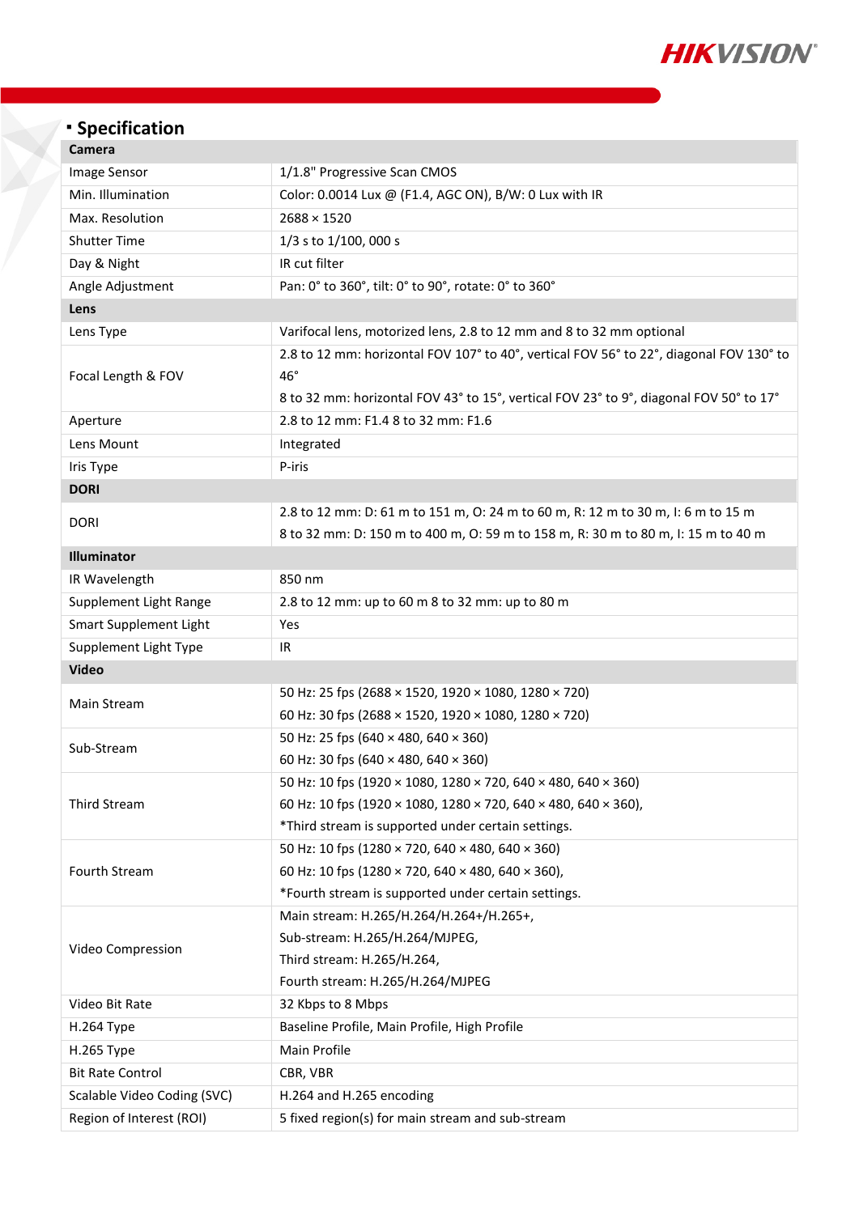## Specification

| | |
|---|---|
| **Camera** | |
| Image Sensor | 1/1.8" Progressive Scan CMOS |
| Min. Illumination | Color: 0.0014 Lux @ (F1.4, AGC ON), B/W: 0 Lux with IR |
| Max. Resolution | 2688 × 1520 |
| Shutter Time | 1/3 s to 1/100, 000 s |
| Day & Night | IR cut filter |
| Angle Adjustment | Pan: 0° to 360°, tilt: 0° to 90°, rotate: 0° to 360° |
| **Lens** | |
| Lens Type | Varifocal lens, motorized lens, 2.8 to 12 mm and 8 to 32 mm optional |
| Focal Length & FOV | 2.8 to 12 mm: horizontal FOV 107° to 40°, vertical FOV 56° to 22°, diagonal FOV 130° to 46°<br>8 to 32 mm: horizontal FOV 43° to 15°, vertical FOV 23° to 9°, diagonal FOV 50° to 17° |
| Aperture | 2.8 to 12 mm: F1.4 8 to 32 mm: F1.6 |
| Lens Mount | Integrated |
| Iris Type | P-iris |
| **DORI** | |
| DORI | 2.8 to 12 mm: D: 61 m to 151 m, O: 24 m to 60 m, R: 12 m to 30 m, I: 6 m to 15 m<br>8 to 32 mm: D: 150 m to 400 m, O: 59 m to 158 m, R: 30 m to 80 m, I: 15 m to 40 m |
| **Illuminator** | |
| IR Wavelength | 850 nm |
| Supplement Light Range | 2.8 to 12 mm: up to 60 m 8 to 32 mm: up to 80 m |
| Smart Supplement Light | Yes |
| Supplement Light Type | IR |
| **Video** | |
| Main Stream | 50 Hz: 25 fps (2688 × 1520, 1920 × 1080, 1280 × 720)<br>60 Hz: 30 fps (2688 × 1520, 1920 × 1080, 1280 × 720) |
| Sub-Stream | 50 Hz: 25 fps (640 × 480, 640 × 360)<br>60 Hz: 30 fps (640 × 480, 640 × 360) |
| Third Stream | 50 Hz: 10 fps (1920 × 1080, 1280 × 720, 640 × 480, 640 × 360)<br>60 Hz: 10 fps (1920 × 1080, 1280 × 720, 640 × 480, 640 × 360),<br>*Third stream is supported under certain settings. |
| Fourth Stream | 50 Hz: 10 fps (1280 × 720, 640 × 480, 640 × 360)<br>60 Hz: 10 fps (1280 × 720, 640 × 480, 640 × 360),<br>*Fourth stream is supported under certain settings. |
| Video Compression | Main stream: H.265/H.264/H.264+/H.265+,<br>Sub-stream: H.265/H.264/MJPEG,<br>Third stream: H.265/H.264,<br>Fourth stream: H.265/H.264/MJPEG |
| Video Bit Rate | 32 Kbps to 8 Mbps |
| H.264 Type | Baseline Profile, Main Profile, High Profile |
| H.265 Type | Main Profile |
| Bit Rate Control | CBR, VBR |
| Scalable Video Coding (SVC) | H.264 and H.265 encoding |
| Region of Interest (ROI) | 5 fixed region(s) for main stream and sub-stream |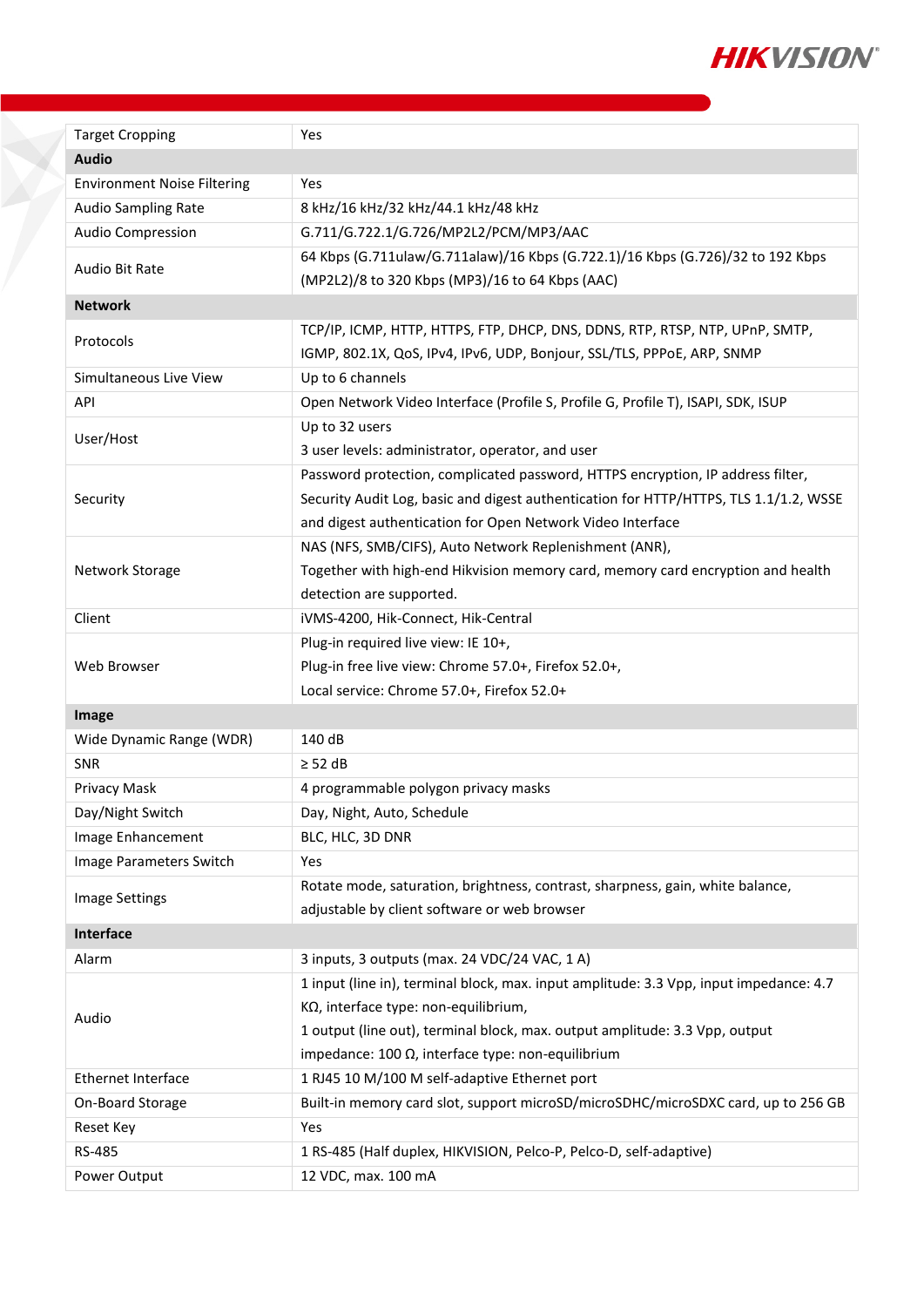| | |
|---|---|
| Target Cropping | Yes |
| **Audio** | |
| Environment Noise Filtering | Yes |
| Audio Sampling Rate | 8 kHz/16 kHz/32 kHz/44.1 kHz/48 kHz |
| Audio Compression | G.711/G.722.1/G.726/MP2L2/PCM/MP3/AAC |
| Audio Bit Rate | 64 Kbps (G.711ulaw/G.711alaw)/16 Kbps (G.722.1)/16 Kbps (G.726)/32 to 192 Kbps (MP2L2)/8 to 320 Kbps (MP3)/16 to 64 Kbps (AAC) |
| **Network** | |
| Protocols | TCP/IP, ICMP, HTTP, HTTPS, FTP, DHCP, DNS, DDNS, RTP, RTSP, NTP, UPnP, SMTP, IGMP, 802.1X, QoS, IPv4, IPv6, UDP, Bonjour, SSL/TLS, PPPoE, ARP, SNMP |
| Simultaneous Live View | Up to 6 channels |
| API | Open Network Video Interface (Profile S, Profile G, Profile T), ISAPI, SDK, ISUP |
| User/Host | Up to 32 users<br>3 user levels: administrator, operator, and user |
| Security | Password protection, complicated password, HTTPS encryption, IP address filter, Security Audit Log, basic and digest authentication for HTTP/HTTPS, TLS 1.1/1.2, WSSE and digest authentication for Open Network Video Interface |
| Network Storage | NAS (NFS, SMB/CIFS), Auto Network Replenishment (ANR),<br>Together with high-end Hikvision memory card, memory card encryption and health detection are supported. |
| Client | iVMS-4200, Hik-Connect, Hik-Central |
| Web Browser | Plug-in required live view: IE 10+,<br>Plug-in free live view: Chrome 57.0+, Firefox 52.0+,<br>Local service: Chrome 57.0+, Firefox 52.0+ |
| **Image** | |
| Wide Dynamic Range (WDR) | 140 dB |
| SNR | ≥ 52 dB |
| Privacy Mask | 4 programmable polygon privacy masks |
| Day/Night Switch | Day, Night, Auto, Schedule |
| Image Enhancement | BLC, HLC, 3D DNR |
| Image Parameters Switch | Yes |
| Image Settings | Rotate mode, saturation, brightness, contrast, sharpness, gain, white balance, adjustable by client software or web browser |
| **Interface** | |
| Alarm | 3 inputs, 3 outputs (max. 24 VDC/24 VAC, 1 A) |
| Audio | 1 input (line in), terminal block, max. input amplitude: 3.3 Vpp, input impedance: 4.7 KΩ, interface type: non-equilibrium,<br>1 output (line out), terminal block, max. output amplitude: 3.3 Vpp, output impedance: 100 Ω, interface type: non-equilibrium |
| Ethernet Interface | 1 RJ45 10 M/100 M self-adaptive Ethernet port |
| On-Board Storage | Built-in memory card slot, support microSD/microSDHC/microSDXC card, up to 256 GB |
| Reset Key | Yes |
| RS-485 | 1 RS-485 (Half duplex, HIKVISION, Pelco-P, Pelco-D, self-adaptive) |
| Power Output | 12 VDC, max. 100 mA |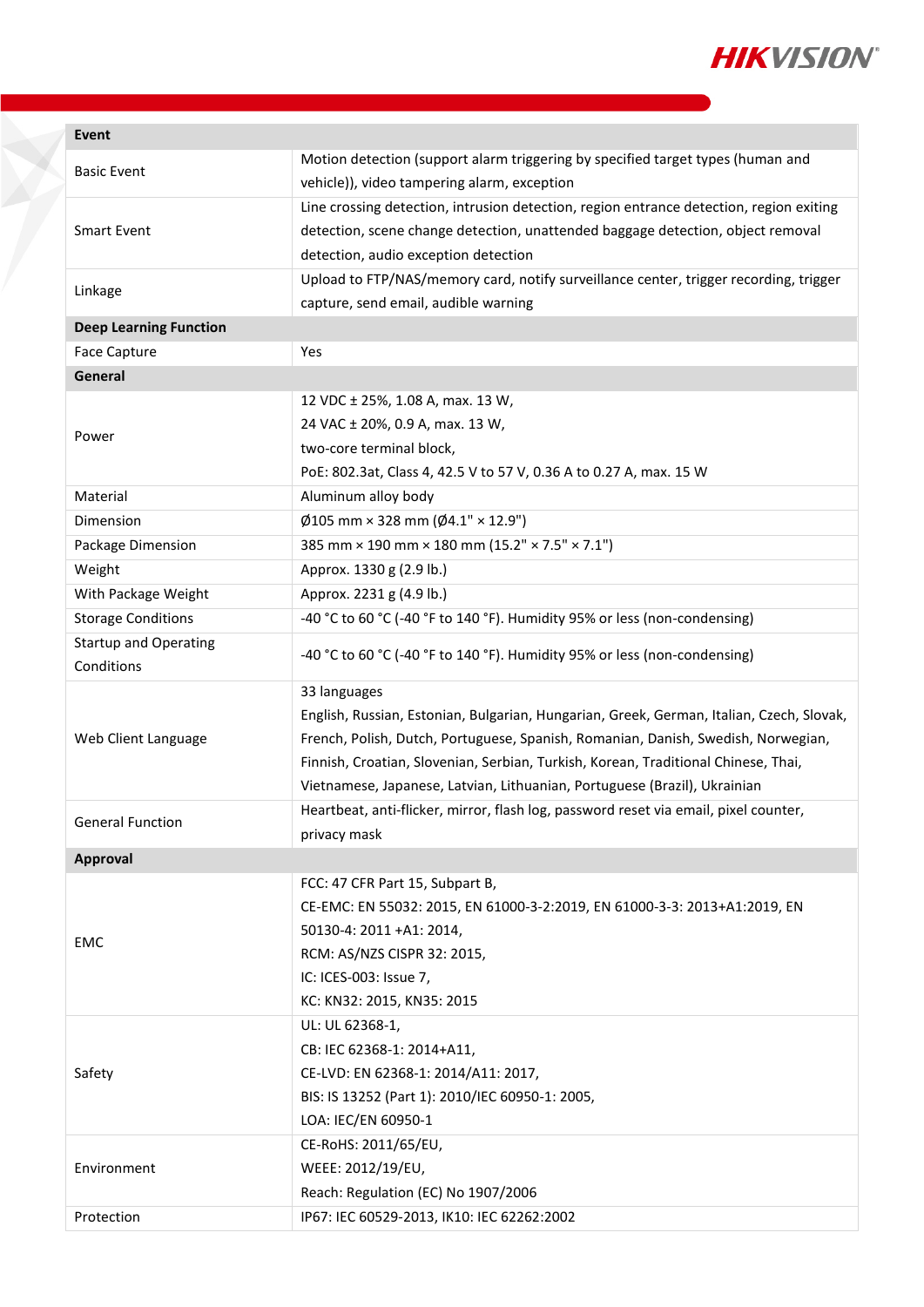| | |
|---|---|
| **Event** | |
| Basic Event | Motion detection (support alarm triggering by specified target types (human and vehicle)), video tampering alarm, exception |
| Smart Event | Line crossing detection, intrusion detection, region entrance detection, region exiting detection, scene change detection, unattended baggage detection, object removal detection, audio exception detection |
| Linkage | Upload to FTP/NAS/memory card, notify surveillance center, trigger recording, trigger capture, send email, audible warning |
| **Deep Learning Function** | |
| Face Capture | Yes |
| **General** | |
| Power | 12 VDC ± 25%, 1.08 A, max. 13 W,<br>24 VAC ± 20%, 0.9 A, max. 13 W,<br>two-core terminal block,<br>PoE: 802.3at, Class 4, 42.5 V to 57 V, 0.36 A to 0.27 A, max. 15 W |
| Material | Aluminum alloy body |
| Dimension | Ø105 mm × 328 mm (Ø4.1" × 12.9") |
| Package Dimension | 385 mm × 190 mm × 180 mm (15.2" × 7.5" × 7.1") |
| Weight | Approx. 1330 g (2.9 lb.) |
| With Package Weight | Approx. 2231 g (4.9 lb.) |
| Storage Conditions | -40 °C to 60 °C (-40 °F to 140 °F). Humidity 95% or less (non-condensing) |
| Startup and Operating Conditions | -40 °C to 60 °C (-40 °F to 140 °F). Humidity 95% or less (non-condensing) |
| Web Client Language | 33 languages<br>English, Russian, Estonian, Bulgarian, Hungarian, Greek, German, Italian, Czech, Slovak, French, Polish, Dutch, Portuguese, Spanish, Romanian, Danish, Swedish, Norwegian, Finnish, Croatian, Slovenian, Serbian, Turkish, Korean, Traditional Chinese, Thai, Vietnamese, Japanese, Latvian, Lithuanian, Portuguese (Brazil), Ukrainian |
| General Function | Heartbeat, anti-flicker, mirror, flash log, password reset via email, pixel counter, privacy mask |
| **Approval** | |
| EMC | FCC: 47 CFR Part 15, Subpart B,<br>CE-EMC: EN 55032: 2015, EN 61000-3-2:2019, EN 61000-3-3: 2013+A1:2019, EN 50130-4: 2011 +A1: 2014,<br>RCM: AS/NZS CISPR 32: 2015,<br>IC: ICES-003: Issue 7,<br>KC: KN32: 2015, KN35: 2015 |
| Safety | UL: UL 62368-1,<br>CB: IEC 62368-1: 2014+A11,<br>CE-LVD: EN 62368-1: 2014/A11: 2017,<br>BIS: IS 13252 (Part 1): 2010/IEC 60950-1: 2005,<br>LOA: IEC/EN 60950-1 |
| Environment | CE-RoHS: 2011/65/EU,<br>WEEE: 2012/19/EU,<br>Reach: Regulation (EC) No 1907/2006 |
| Protection | IP67: IEC 60529-2013, IK10: IEC 62262:2002 |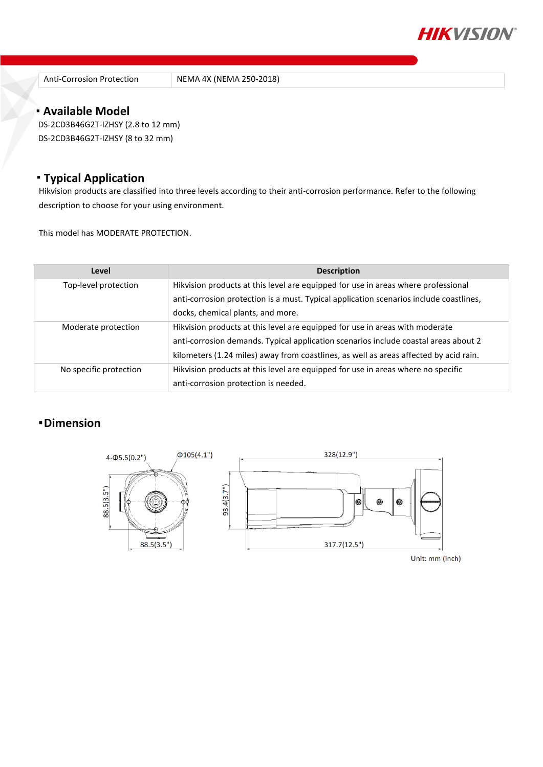| | |
|---|---|
| Anti-Corrosion Protection | NEMA 4X (NEMA 250-2018) |

## Available Model

DS-2CD3B46G2T-IZHSY (2.8 to 12 mm)
DS-2CD3B46G2T-IZHSY (8 to 32 mm)

## Typical Application

Hikvision products are classified into three levels according to their anti-corrosion performance. Refer to the following description to choose for your using environment.

This model has MODERATE PROTECTION.

| Level | Description |
|---|---|
| Top-level protection | Hikvision products at this level are equipped for use in areas where professional anti-corrosion protection is a must. Typical application scenarios include coastlines, docks, chemical plants, and more. |
| Moderate protection | Hikvision products at this level are equipped for use in areas with moderate anti-corrosion demands. Typical application scenarios include coastal areas about 2 kilometers (1.24 miles) away from coastlines, as well as areas affected by acid rain. |
| No specific protection | Hikvision products at this level are equipped for use in areas where no specific anti-corrosion protection is needed. |

## Dimension

4-Φ5.5(0.2")
Φ105(4.1")
88.5(3.5")
88.5(3.5")
328(12.9")
93.4(3.7")
317.7(12.5")

Unit: mm (inch)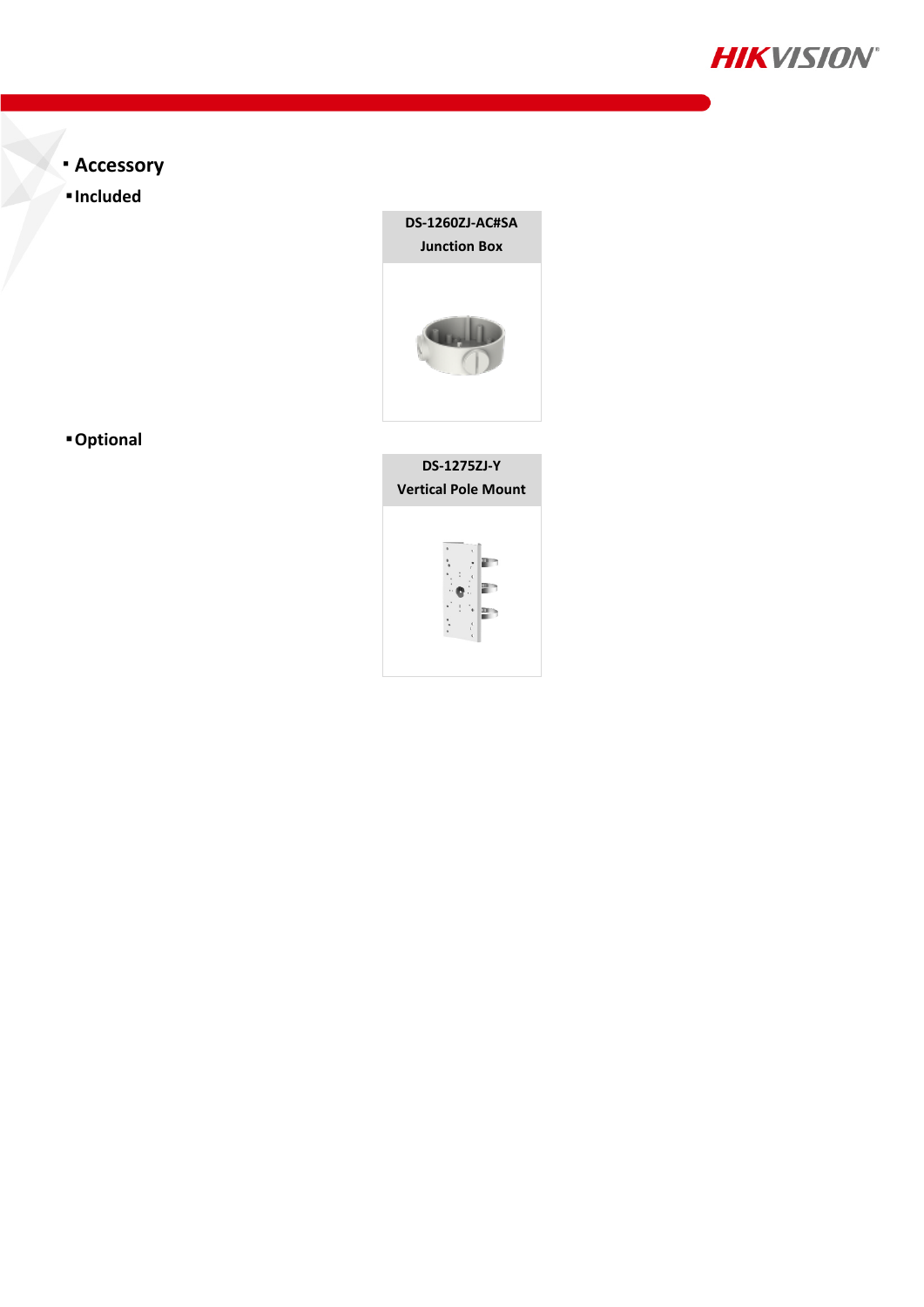## Accessory

### Included

**DS-1260ZJ-AC#SA**
**Junction Box**

### Optional

**DS-1275ZJ-Y**
**Vertical Pole Mount**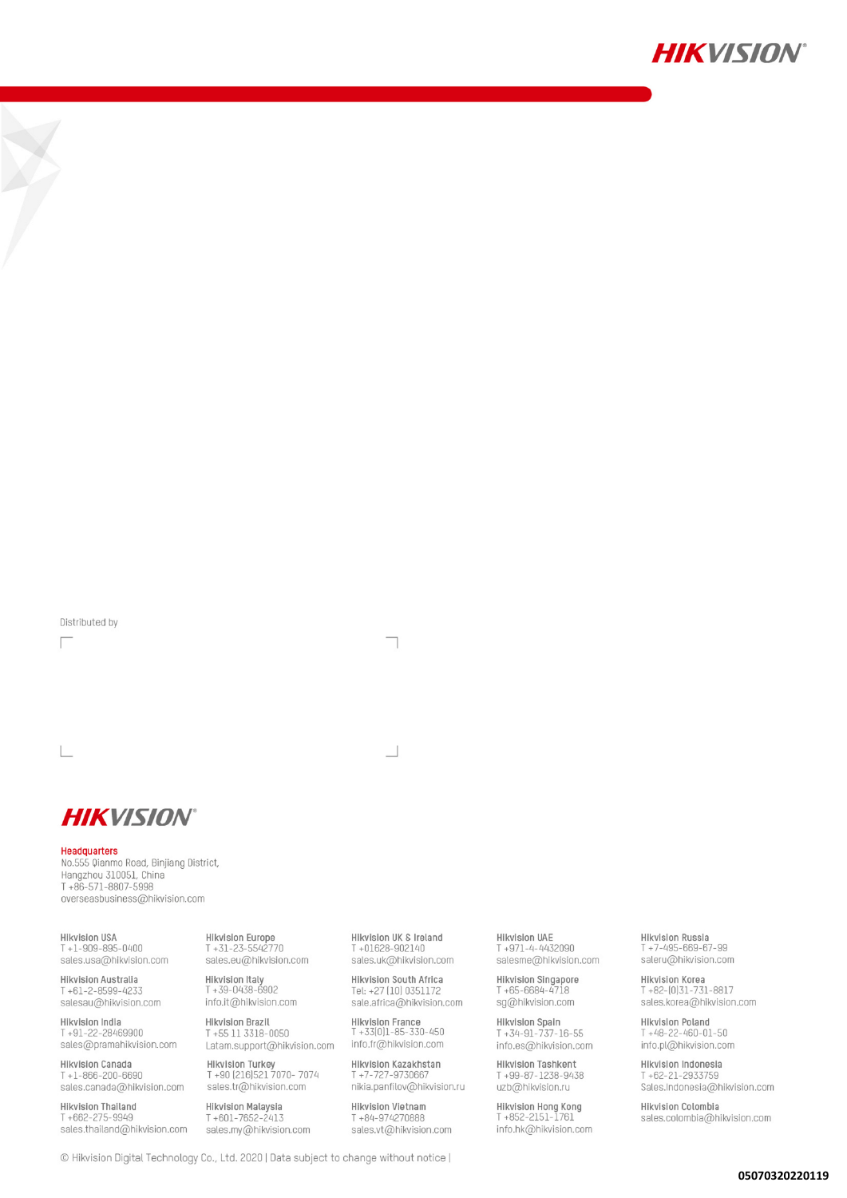Distributed by

**HIKVISION**

**Headquarters**
No.555 Qianmo Road, Binjiang District,
Hangzhou 310051, China
T +86-571-8807-5998
overseasbusiness@hikvision.com

**Hikvision USA**
T +1-909-895-0400
sales.usa@hikvision.com

**Hikvision Australia**
T +61-2-8599-4233
salesau@hikvision.com

**Hikvision India**
T +91-22-28469900
sales@pramahikvision.com

**Hikvision Canada**
T +1-866-200-6690
sales.canada@hikvision.com

**Hikvision Thailand**
T +662-275-9949
sales.thailand@hikvision.com

**Hikvision Europe**
T +31-23-5542770
sales.eu@hikvision.com

**Hikvision Italy**
T +39-0438-6902
info.it@hikvision.com

**Hikvision Brazil**
T +55 11 3318-0050
Latam.support@hikvision.com

**Hikvision Turkey**
T +90 (216)521 7070- 7074
sales.tr@hikvision.com

**Hikvision Malaysia**
T +601-7652-2413
sales.my@hikvision.com

**Hikvision UK & Ireland**
T +01628-902140
sales.uk@hikvision.com

**Hikvision South Africa**
Tel: +27 (10) 0351172
sale.africa@hikvision.com

**Hikvision France**
T +33(0)1-85-330-450
info.fr@hikvision.com

**Hikvision Kazakhstan**
T +7-727-9730667
nikia.panfilov@hikvision.ru

**Hikvision Vietnam**
T +84-974270888
sales.vt@hikvision.com

**Hikvision UAE**
T +971-4-4432090
salesme@hikvision.com

**Hikvision Singapore**
T +65-6684-4718
sg@hikvision.com

**Hikvision Spain**
T +34-91-737-16-55
info.es@hikvision.com

**Hikvision Tashkent**
T +99-87-1238-9438
uzb@hikvision.ru

**Hikvision Hong Kong**
T +852-2151-1761
info.hk@hikvision.com

**Hikvision Russia**
T +7-495-669-67-99
saleru@hikvision.com

**Hikvision Korea**
T +82-(0)31-731-8817
sales.korea@hikvision.com

**Hikvision Poland**
T +48-22-460-01-50
info.pl@hikvision.com

**Hikvision Indonesia**
T +62-21-2933759
Sales.Indonesia@hikvision.com

**Hikvision Colombia**
sales.colombia@hikvision.com

© Hikvision Digital Technology Co., Ltd. 2020 | Data subject to change without notice |

**05070320220119**